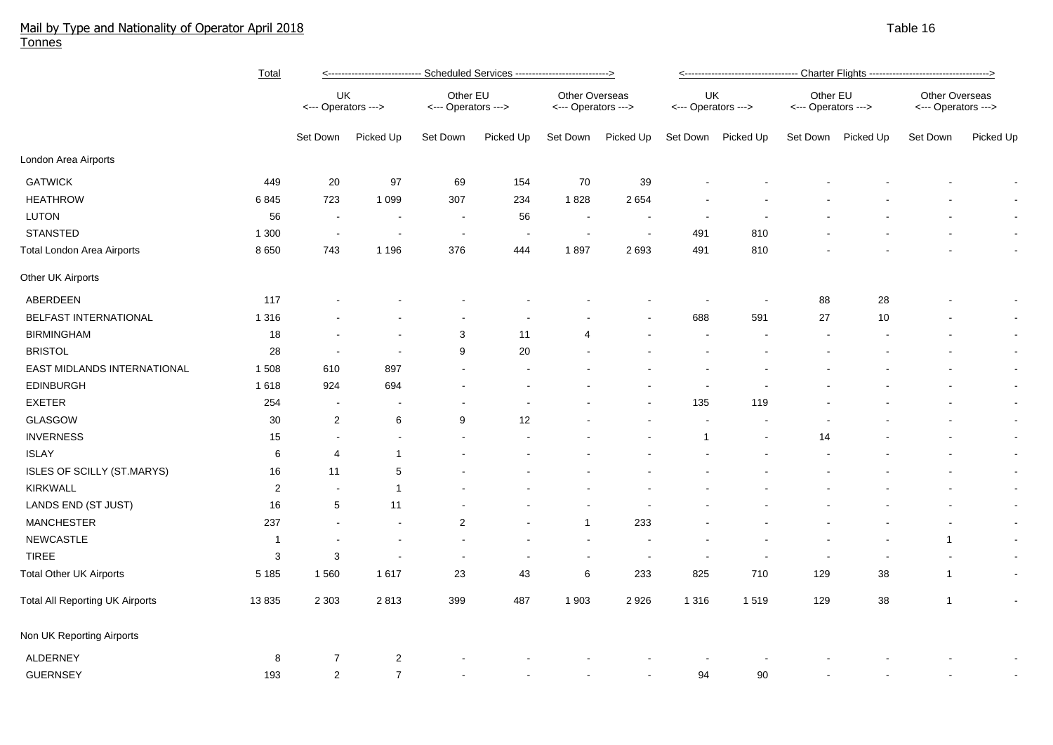# Mail by Type and Nationality of Operator April 2018

Tonnes

Table 16

| | Total | Scheduled Services | | | | | | Charter Flights | | | | | |
|---|---|---|---|---|---|---|---|---|---|---|---|---|---|
| | | UK Operators | | Other EU Operators | | Other Overseas Operators | | UK Operators | | Other EU Operators | | Other Overseas Operators | |
| | | Set Down | Picked Up | Set Down | Picked Up | Set Down | Picked Up | Set Down | Picked Up | Set Down | Picked Up | Set Down | Picked Up |
| **London Area Airports** | | | | | | | | | | | | | |
| GATWICK | 449 | 20 | 97 | 69 | 154 | 70 | 39 | - | - | - | - | - | - |
| HEATHROW | 6 845 | 723 | 1 099 | 307 | 234 | 1 828 | 2 654 | - | - | - | - | - | - |
| LUTON | 56 | - | - | - | 56 | - | - | - | - | - | - | - | - |
| STANSTED | 1 300 | - | - | - | - | - | - | 491 | 810 | - | - | - | - |
| Total London Area Airports | 8 650 | 743 | 1 196 | 376 | 444 | 1 897 | 2 693 | 491 | 810 | - | - | - | - |
| **Other UK Airports** | | | | | | | | | | | | | |
| ABERDEEN | 117 | - | - | - | - | - | - | - | - | 88 | 28 | - | - |
| BELFAST INTERNATIONAL | 1 316 | - | - | - | - | - | - | 688 | 591 | 27 | 10 | - | - |
| BIRMINGHAM | 18 | - | - | 3 | 11 | 4 | - | - | - | - | - | - | - |
| BRISTOL | 28 | - | - | 9 | 20 | - | - | - | - | - | - | - | - |
| EAST MIDLANDS INTERNATIONAL | 1 508 | 610 | 897 | - | - | - | - | - | - | - | - | - | - |
| EDINBURGH | 1 618 | 924 | 694 | - | - | - | - | - | - | - | - | - | - |
| EXETER | 254 | - | - | - | - | - | - | 135 | 119 | - | - | - | - |
| GLASGOW | 30 | 2 | 6 | 9 | 12 | - | - | - | - | - | - | - | - |
| INVERNESS | 15 | - | - | - | - | - | - | 1 | - | 14 | - | - | - |
| ISLAY | 6 | 4 | 1 | - | - | - | - | - | - | - | - | - | - |
| ISLES OF SCILLY (ST.MARYS) | 16 | 11 | 5 | - | - | - | - | - | - | - | - | - | - |
| KIRKWALL | 2 | - | 1 | - | - | - | - | - | - | - | - | - | - |
| LANDS END (ST JUST) | 16 | 5 | 11 | - | - | - | - | - | - | - | - | - | - |
| MANCHESTER | 237 | - | - | 2 | - | 1 | 233 | - | - | - | - | - | - |
| NEWCASTLE | 1 | - | - | - | - | - | - | - | - | - | - | 1 | - |
| TIREE | 3 | 3 | - | - | - | - | - | - | - | - | - | - | - |
| Total Other UK Airports | 5 185 | 1 560 | 1 617 | 23 | 43 | 6 | 233 | 825 | 710 | 129 | 38 | 1 | - |
| Total All Reporting UK Airports | 13 835 | 2 303 | 2 813 | 399 | 487 | 1 903 | 2 926 | 1 316 | 1 519 | 129 | 38 | 1 | - |
| **Non UK Reporting Airports** | | | | | | | | | | | | | |
| ALDERNEY | 8 | 7 | 2 | - | - | - | - | - | - | - | - | - | - |
| GUERNSEY | 193 | 2 | 7 | - | - | - | - | 94 | 90 | - | - | - | - |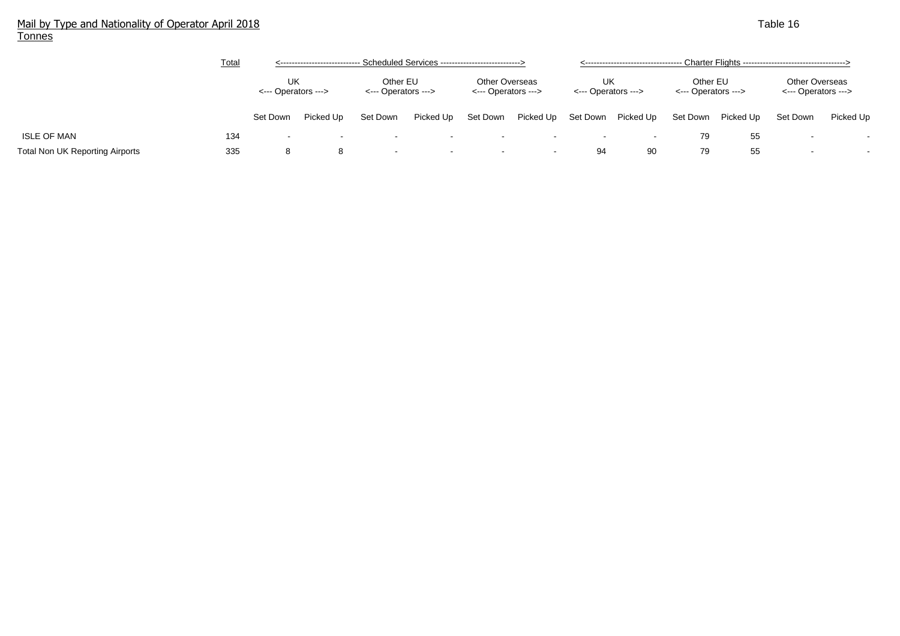Mail by Type and Nationality of Operator April 2018

Tonnes

Table 16

| | Total | Scheduled Services | | | | | | Charter Flights | | | | | |
|---|---|---|---|---|---|---|---|---|---|---|---|---|---|
| | | UK <--- Operators ---> | | Other EU <--- Operators ---> | | Other Overseas <--- Operators ---> | | UK <--- Operators ---> | | Other EU <--- Operators ---> | | Other Overseas <--- Operators ---> | |
| | | Set Down | Picked Up | Set Down | Picked Up | Set Down | Picked Up | Set Down | Picked Up | Set Down | Picked Up | Set Down | Picked Up |
| ISLE OF MAN | 134 | - | - | - | - | - | - | - | - | 79 | 55 | - | - |
| Total Non UK Reporting Airports | 335 | 8 | 8 | - | - | - | - | 94 | 90 | 79 | 55 | - | - |